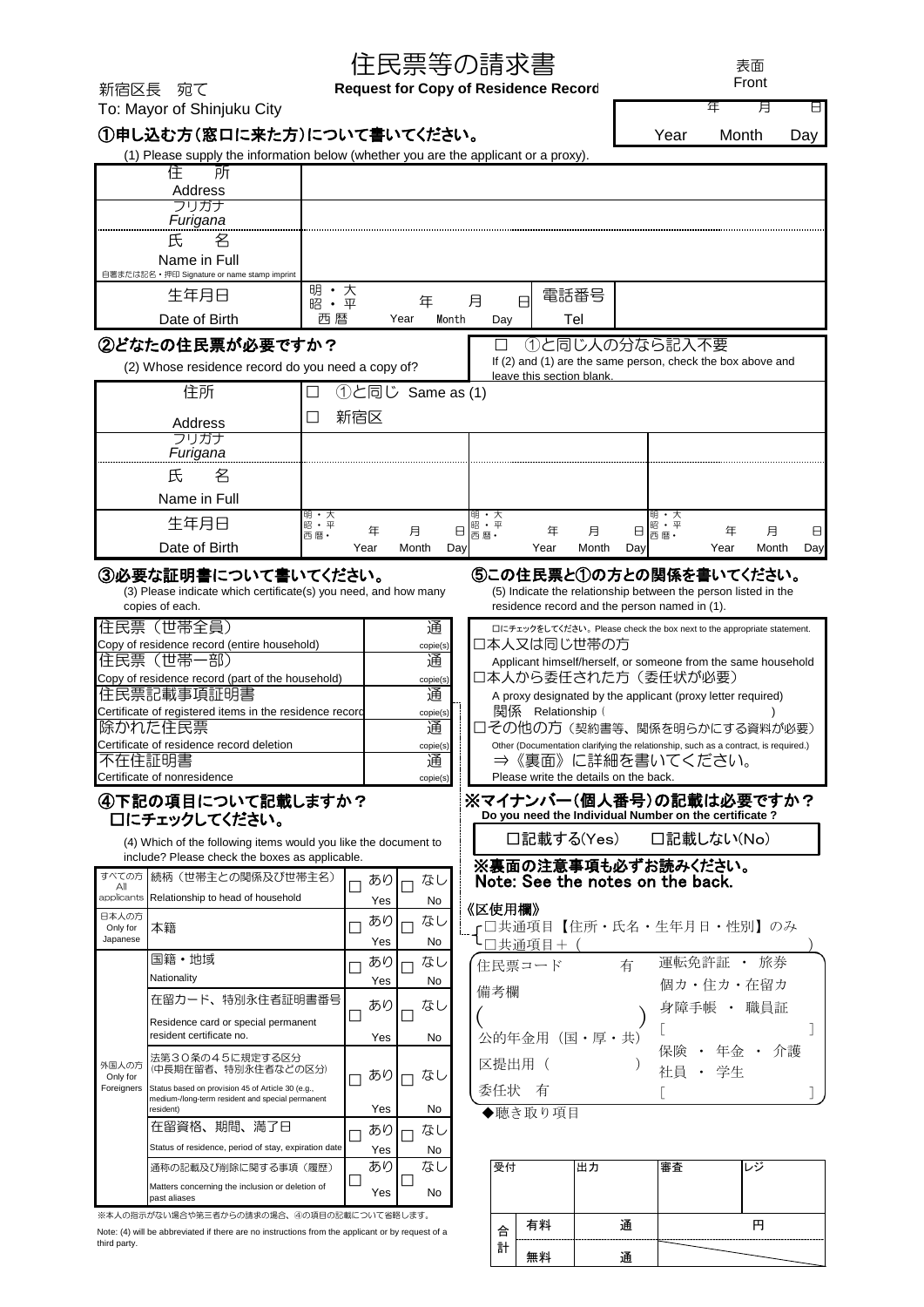# 住民票等の請求書

**Request for Copy of Residence Record**

表面
Front

新宿区長　宛て
To: Mayor of Shinjuku City

| 年 | 月 | 日 |
|---|---|---|
| Year | Month | Day |

## ①申し込む方（窓口に来た方）について書いてください。

(1) Please supply the information below (whether you are the applicant or a proxy).

| 項目 | 記入欄 | | |
|---|---|---|---|
| 住所 Address | | | |
| フリガナ *Furigana* | | | |
| 氏名 Name in Full 自署または記名・押印 Signature or name stamp imprint | | | |
| 生年月日 Date of Birth | 明・大 昭・平 西暦　　年 Year　　月 Month　　日 Day | 電話番号 Tel | |

## ②どなたの住民票が必要ですか？

(2) Whose residence record do you need a copy of?

□　①と同じ人の分なら記入不要
If (2) and (1) are the same person, check the box above and leave this section blank.

| 項目 | | | |
|---|---|---|---|
| 住所 Address | □　①と同じ Same as (1)<br>□　新宿区 | | |
| フリガナ *Furigana* | | | |
| 氏名 Name in Full | | | |
| 生年月日 Date of Birth | 明・大 昭・平 西暦・　年 Year　月 Month　日 Day | 明・大 昭・平 西暦・　年 Year　月 Month　日 Day | 明・大 昭・平 西暦・　年 Year　月 Month　日 Day |

## ③必要な証明書について書いてください。

(3) Please indicate which certificate(s) you need, and how many copies of each.

| 証明書 | 通数 |
|---|---|
| 住民票（世帯全員） Copy of residence record (entire household) | 通 copie(s) |
| 住民票（世帯一部） Copy of residence record (part of the household) | 通 copie(s) |
| 住民票記載事項証明書 Certificate of registered items in the residence record | 通 copie(s) |
| 除かれた住民票 Certificate of residence record deletion | 通 copie(s) |
| 不在住証明書 Certificate of nonresidence | 通 copie(s) |

## ④下記の項目について記載しますか？□にチェックしてください。

(4) Which of the following items would you like the document to include? Please check the boxes as applicable.

| 対象 | 項目 | あり | なし |
|---|---|---|---|
| すべての方 All applicants | 続柄（世帯主との関係及び世帯主名） Relationship to head of household | □ あり Yes | □ なし No |
| 日本人の方 Only for Japanese | 本籍 | □ あり Yes | □ なし No |
| 外国人の方 Only for Foreigners | 国籍・地域 Nationality | □ あり Yes | □ なし No |
| | 在留カード、特別永住者証明書番号 Residence card or special permanent resident certificate no. | □ あり Yes | □ なし No |
| | 法第３０条の４５に規定する区分（中長期在留者、特別永住者などの区分） Status based on provision 45 of Article 30 (e.g., medium-/long-term resident and special permanent resident) | □ あり Yes | □ なし No |
| | 在留資格、期間、満了日 Status of residence, period of stay, expiration date | □ あり Yes | □ なし No |
| | 通称の記載及び削除に関する事項（履歴） Matters concerning the inclusion or deletion of past aliases | □ あり Yes | □ なし No |

※本人の指示がない場合や第三者からの請求の場合、④の項目の記載について省略します。
Note: (4) will be abbreviated if there are no instructions from the applicant or by request of a third party.

## ⑤この住民票と①の方との関係を書いてください。

(5) Indicate the relationship between the person listed in the residence record and the person named in (1).

□にチェックをしてください。Please check the box next to the appropriate statement.

- □本人又は同じ世帯の方
  Applicant himself/herself, or someone from the same household
- □本人から委任された方（委任状が必要）
  A proxy designated by the applicant (proxy letter required)
  関係 Relationship（　　　　　　　　）
- □その他の方（契約書等、関係を明らかにする資料が必要）
  Other (Documentation clarifying the relationship, such as a contract, is required.)
  ⇒《裏面》に詳細を書いてください。
  Please write the details on the back.

## ※マイナンバー（個人番号）の記載は必要ですか？

**Do you need the Individual Number on the certificate ?**

□記載する(Yes)　　□記載しない(No)

**※裏面の注意事項も必ずお読みください。**
**Note: See the notes on the back.**

《区使用欄》

- □共通項目【住所・氏名・生年月日・性別】のみ
- □共通項目＋（　　　　　　　　）

住民票コード　　有
備考欄
（　　　　　　）
公的年金用（国・厚・共）
区提出用（　　　）
委任状　有

運転免許証・旅券
個カ・住カ・在留カ
身障手帳・職員証
[　　　　　]
保険・年金・介護
社員・学生
[　　　　　]

◆聴き取り項目

| 受付 | 出力 | 審査 | レジ |
|---|---|---|---|
| | | | |

| 合計 | | | |
|---|---|---|---|
| | 有料 | 通 | 円 |
| | 無料 | 通 | |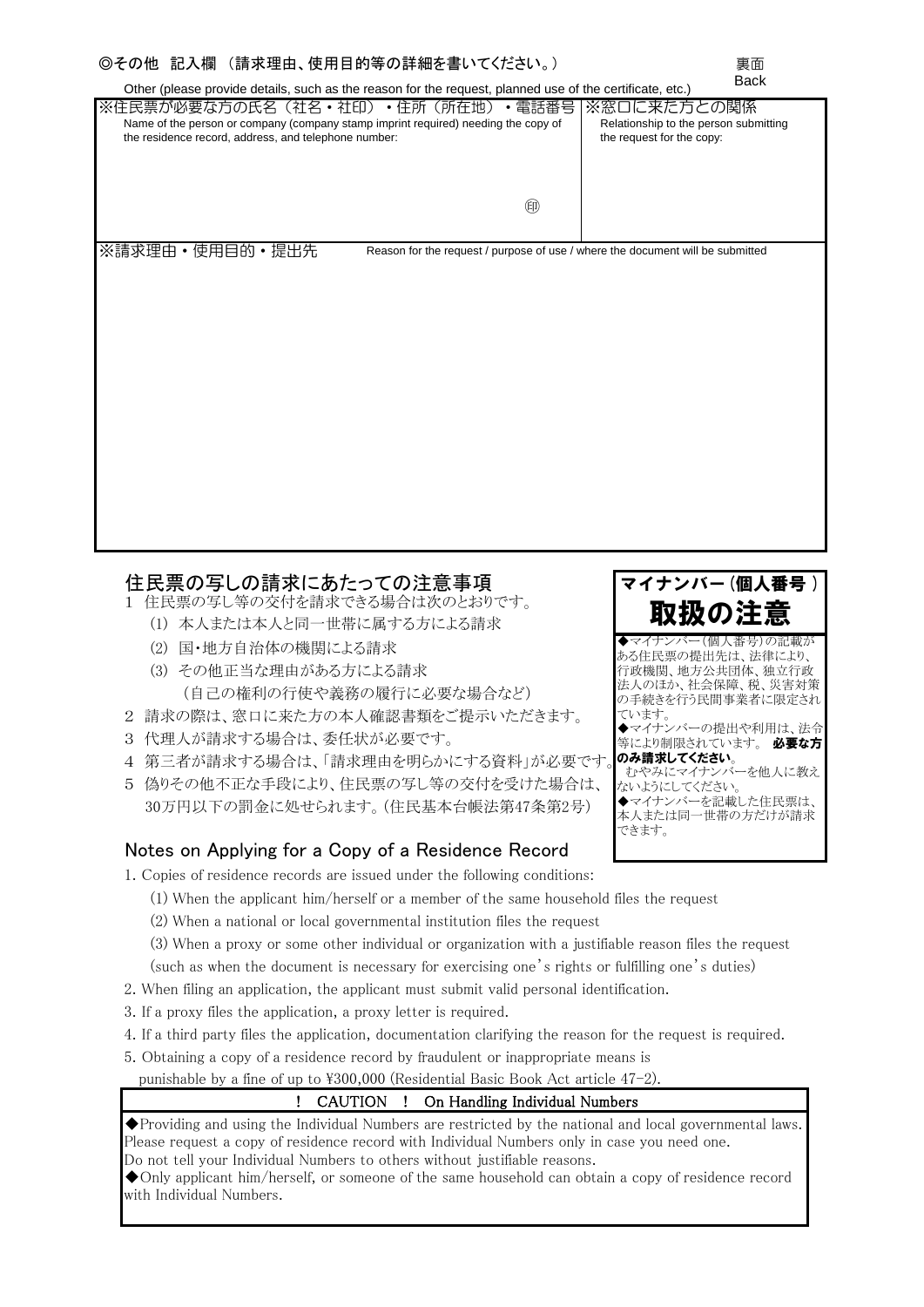◎その他　記入欄　（請求理由、使用目的等の詳細を書いてください。）

裏面
Back

Other (please provide details, such as the reason for the request, planned use of the certificate, etc.)

| ※住民票が必要な方の氏名（社名・社印）・住所（所在地）・電話番号<br>Name of the person or company (company stamp imprint required) needing the copy of the residence record, address, and telephone number:<br><br>㊞ | ※窓口に来た方との関係<br>Relationship to the person submitting the request for the copy: |
|---|---|
| ※請求理由・使用目的・提出先　Reason for the request / purpose of use / where the document will be submitted | |

## 住民票の写しの請求にあたっての注意事項

1 住民票の写し等の交付を請求できる場合は次のとおりです。
   (1) 本人または本人と同一世帯に属する方による請求
   (2) 国･地方自治体の機関による請求
   (3) その他正当な理由がある方による請求
   　(自己の権利の行使や義務の履行に必要な場合など)
2 請求の際は、窓口に来た方の本人確認書類をご提示いただきます。
3 代理人が請求する場合は、委任状が必要です。
4 第三者が請求する場合は、「請求理由を明らかにする資料」が必要です。
5 偽りその他不正な手段により、住民票の写し等の交付を受けた場合は、30万円以下の罰金に処せられます。(住民基本台帳法第47条第2号)

## マイナンバー（個人番号）取扱の注意

◆マイナンバー（個人番号）の記載がある住民票の提出先は、法律により、行政機関、地方公共団体、独立行政法人のほか、社会保障、税、災害対策の手続きを行う民間事業者に限定されています。
◆マイナンバーの提出や利用は、法令等により制限されています。 **必要な方のみ請求してください。**
　むやみにマイナンバーを他人に教えないようにしてください。
◆マイナンバーを記載した住民票は、本人または同一世帯の方だけが請求できます。

## Notes on Applying for a Copy of a Residence Record

1. Copies of residence records are issued under the following conditions:
   (1) When the applicant him/herself or a member of the same household files the request
   (2) When a national or local governmental institution files the request
   (3) When a proxy or some other individual or organization with a justifiable reason files the request
   (such as when the document is necessary for exercising one's rights or fulfilling one's duties)
2. When filing an application, the applicant must submit valid personal identification.
3. If a proxy files the application, a proxy letter is required.
4. If a third party files the application, documentation clarifying the reason for the request is required.
5. Obtaining a copy of a residence record by fraudulent or inappropriate means is punishable by a fine of up to ¥300,000 (Residential Basic Book Act article 47-2).

**!　CAUTION　!　On Handling Individual Numbers**

◆Providing and using the Individual Numbers are restricted by the national and local governmental laws. Please request a copy of residence record with Individual Numbers only in case you need one.
Do not tell your Individual Numbers to others without justifiable reasons.
◆Only applicant him/herself, or someone of the same household can obtain a copy of residence record with Individual Numbers.